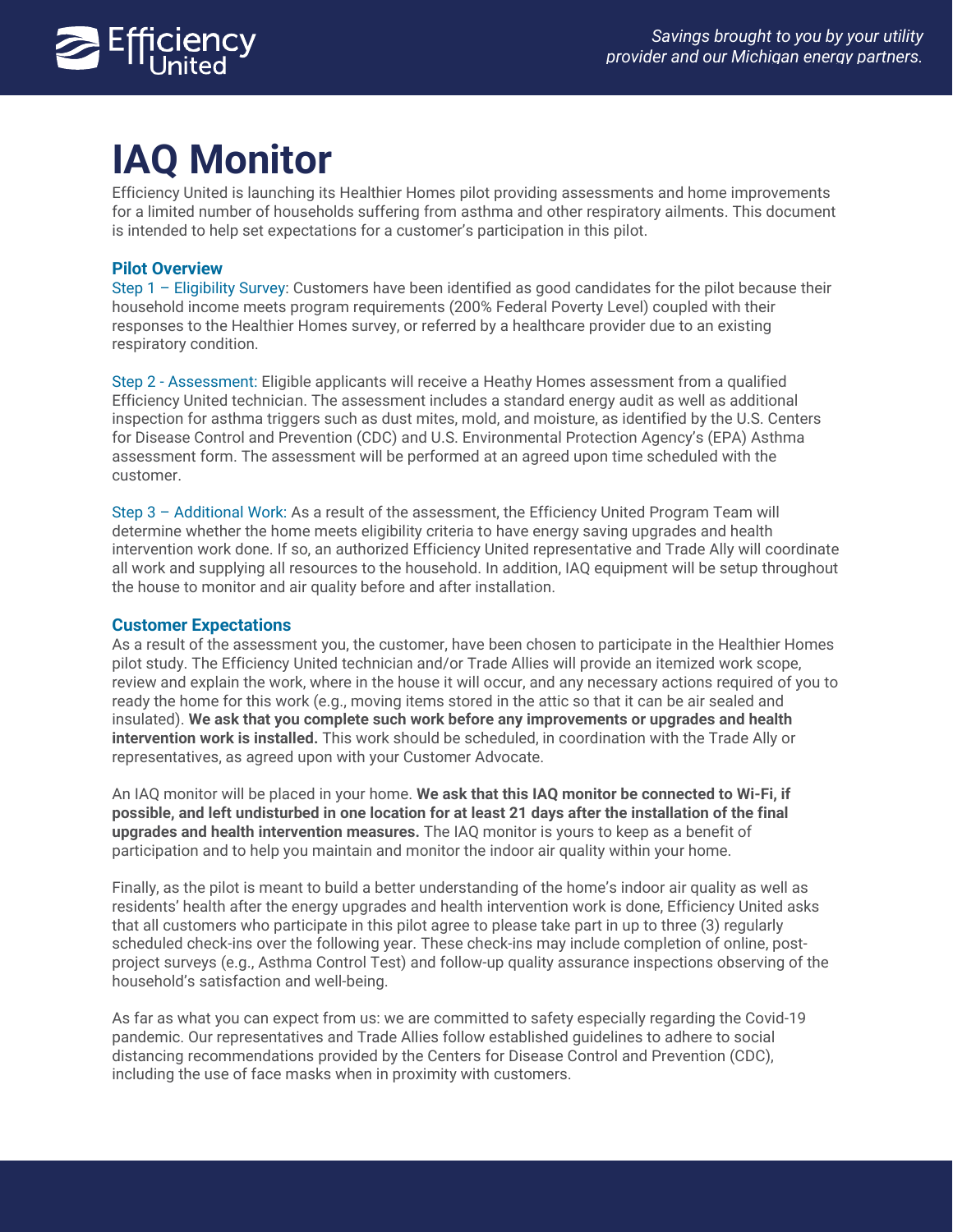# IAQ Monitor

Efficiency United is launching its Healthier Homes pilot providing assessments and home improvements for a limited number of households suffering from asthma and other respiratory ailments. This document is intended to help set expectations for a customer's participation in this pilot.

## Pilot Overview

Step 1 – Eligibility Survey: Customers have been identified as good candidates for the pilot because their household income meets program requirements (200% Federal Poverty Level) coupled with their responses to the Healthier Homes survey, or referred by a healthcare provider due to an existing respiratory condition.

Step 2 - Assessment: Eligible applicants will receive a Heathy Homes assessment from a qualified Efficiency United technician. The assessment includes a standard energy audit as well as additional inspection for asthma triggers such as dust mites, mold, and moisture, as identified by the U.S. Centers for Disease Control and Prevention (CDC) and U.S. Environmental Protection Agency's (EPA) Asthma assessment form. The assessment will be performed at an agreed upon time scheduled with the customer.

Step 3 – Additional Work: As a result of the assessment, the Efficiency United Program Team will determine whether the home meets eligibility criteria to have energy saving upgrades and health intervention work done. If so, an authorized Efficiency United representative and Trade Ally will coordinate all work and supplying all resources to the household. In addition, IAQ equipment will be setup throughout the house to monitor and air quality before and after installation.

## Customer Expectations

As a result of the assessment you, the customer, have been chosen to participate in the Healthier Homes pilot study. The Efficiency United technician and/or Trade Allies will provide an itemized work scope, review and explain the work, where in the house it will occur, and any necessary actions required of you to ready the home for this work (e.g., moving items stored in the attic so that it can be air sealed and insulated). **We ask that you complete such work before any improvements or upgrades and health intervention work is installed.** This work should be scheduled, in coordination with the Trade Ally or representatives, as agreed upon with your Customer Advocate.

An IAQ monitor will be placed in your home. **We ask that this IAQ monitor be connected to Wi-Fi, if possible, and left undisturbed in one location for at least 21 days after the installation of the final upgrades and health intervention measures.** The IAQ monitor is yours to keep as a benefit of participation and to help you maintain and monitor the indoor air quality within your home.

Finally, as the pilot is meant to build a better understanding of the home's indoor air quality as well as residents' health after the energy upgrades and health intervention work is done, Efficiency United asks that all customers who participate in this pilot agree to please take part in up to three (3) regularly scheduled check-ins over the following year. These check-ins may include completion of online, post-project surveys (e.g., Asthma Control Test) and follow-up quality assurance inspections observing of the household's satisfaction and well-being.

As far as what you can expect from us: we are committed to safety especially regarding the Covid-19 pandemic. Our representatives and Trade Allies follow established guidelines to adhere to social distancing recommendations provided by the Centers for Disease Control and Prevention (CDC), including the use of face masks when in proximity with customers.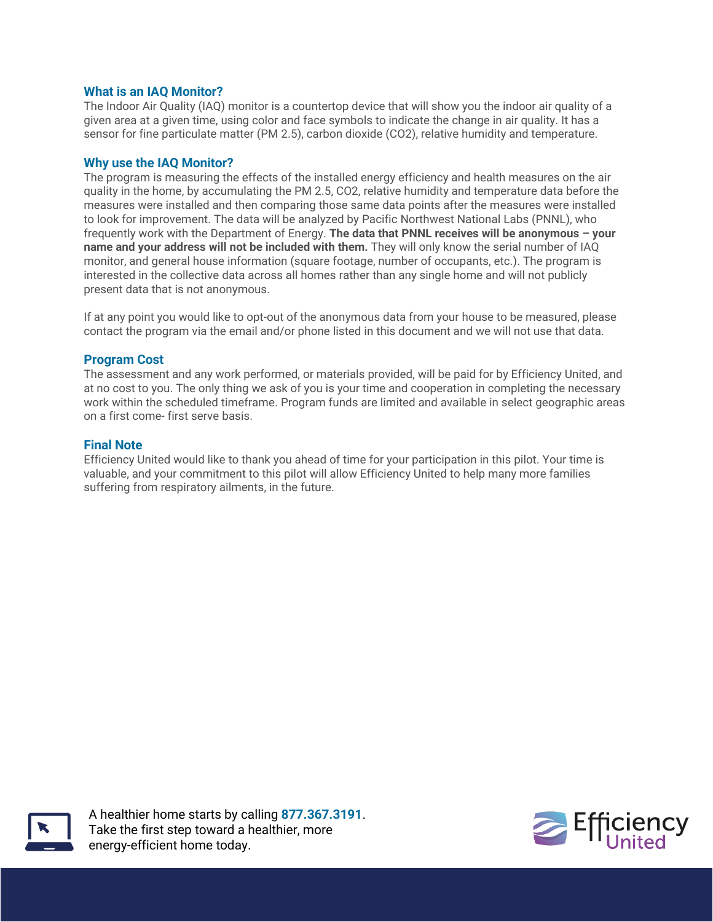## What is an IAQ Monitor?

The Indoor Air Quality (IAQ) monitor is a countertop device that will show you the indoor air quality of a given area at a given time, using color and face symbols to indicate the change in air quality. It has a sensor for fine particulate matter (PM 2.5), carbon dioxide ($CO_2$), relative humidity and temperature.

## Why use the IAQ Monitor?

The program is measuring the effects of the installed energy efficiency and health measures on the air quality in the home, by accumulating the PM 2.5, $CO_2$, relative humidity and temperature data before the measures were installed and then comparing those same data points after the measures were installed to look for improvement. The data will be analyzed by Pacific Northwest National Labs (PNNL), who frequently work with the Department of Energy. **The data that PNNL receives will be anonymous – your name and your address will not be included with them.** They will only know the serial number of IAQ monitor, and general house information (square footage, number of occupants, etc.). The program is interested in the collective data across all homes rather than any single home and will not publicly present data that is not anonymous.

If at any point you would like to opt-out of the anonymous data from your house to be measured, please contact the program via the email and/or phone listed in this document and we will not use that data.

## Program Cost

The assessment and any work performed, or materials provided, will be paid for by Efficiency United, and at no cost to you. The only thing we ask of you is your time and cooperation in completing the necessary work within the scheduled timeframe. Program funds are limited and available in select geographic areas on a first come- first serve basis.

## Final Note

Efficiency United would like to thank you ahead of time for your participation in this pilot. Your time is valuable, and your commitment to this pilot will allow Efficiency United to help many more families suffering from respiratory ailments, in the future.

A healthier home starts by calling **877.367.3191**. Take the first step toward a healthier, more energy-efficient home today.

Efficiency United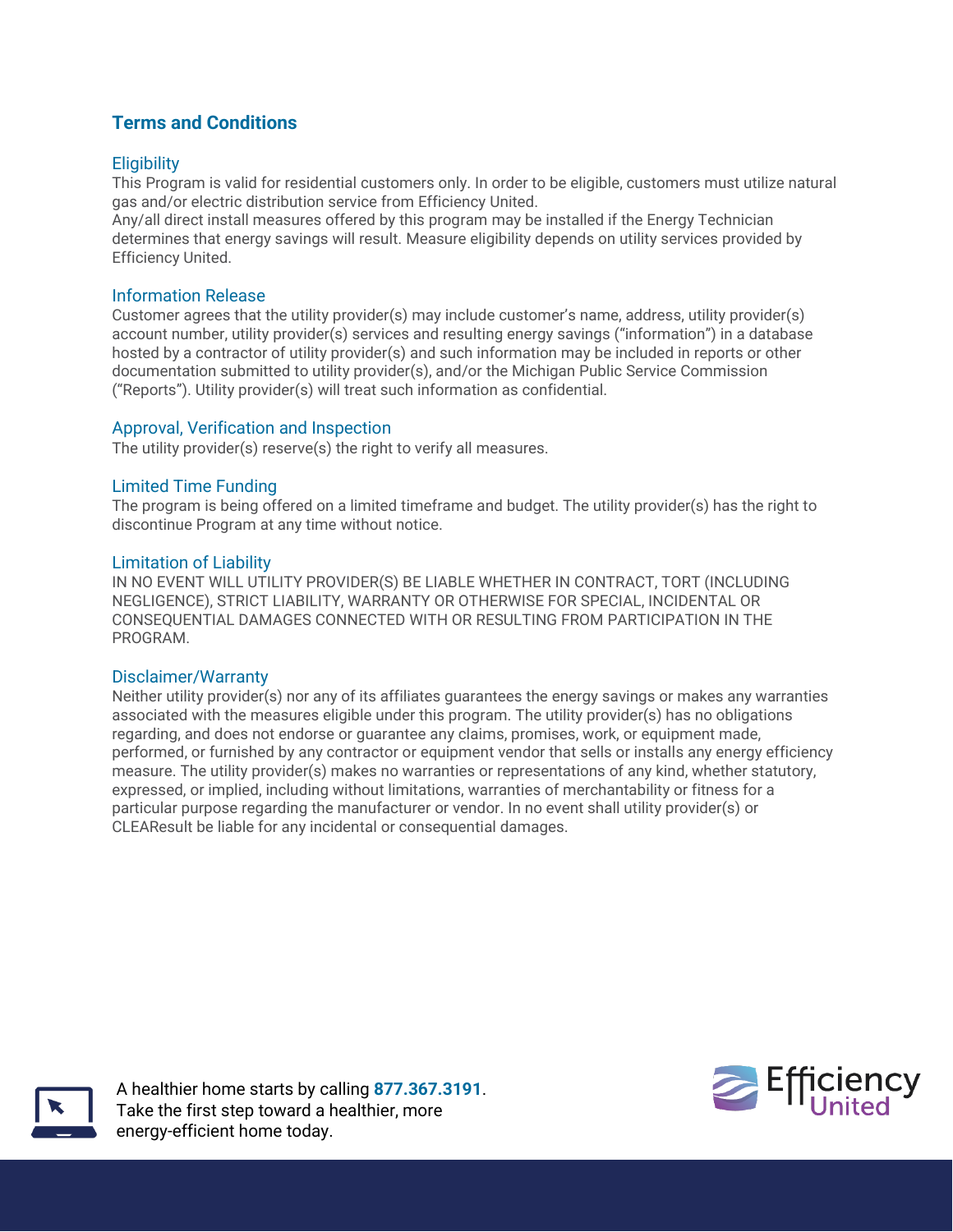## Terms and Conditions

### Eligibility

This Program is valid for residential customers only. In order to be eligible, customers must utilize natural gas and/or electric distribution service from Efficiency United.
Any/all direct install measures offered by this program may be installed if the Energy Technician determines that energy savings will result. Measure eligibility depends on utility services provided by Efficiency United.

### Information Release

Customer agrees that the utility provider(s) may include customer's name, address, utility provider(s) account number, utility provider(s) services and resulting energy savings ("information") in a database hosted by a contractor of utility provider(s) and such information may be included in reports or other documentation submitted to utility provider(s), and/or the Michigan Public Service Commission ("Reports"). Utility provider(s) will treat such information as confidential.

### Approval, Verification and Inspection

The utility provider(s) reserve(s) the right to verify all measures.

### Limited Time Funding

The program is being offered on a limited timeframe and budget. The utility provider(s) has the right to discontinue Program at any time without notice.

### Limitation of Liability

IN NO EVENT WILL UTILITY PROVIDER(S) BE LIABLE WHETHER IN CONTRACT, TORT (INCLUDING NEGLIGENCE), STRICT LIABILITY, WARRANTY OR OTHERWISE FOR SPECIAL, INCIDENTAL OR CONSEQUENTIAL DAMAGES CONNECTED WITH OR RESULTING FROM PARTICIPATION IN THE PROGRAM.

### Disclaimer/Warranty

Neither utility provider(s) nor any of its affiliates guarantees the energy savings or makes any warranties associated with the measures eligible under this program. The utility provider(s) has no obligations regarding, and does not endorse or guarantee any claims, promises, work, or equipment made, performed, or furnished by any contractor or equipment vendor that sells or installs any energy efficiency measure. The utility provider(s) makes no warranties or representations of any kind, whether statutory, expressed, or implied, including without limitations, warranties of merchantability or fitness for a particular purpose regarding the manufacturer or vendor. In no event shall utility provider(s) or CLEAResult be liable for any incidental or consequential damages.

A healthier home starts by calling **877.367.3191**.
Take the first step toward a healthier, more energy-efficient home today.

Efficiency United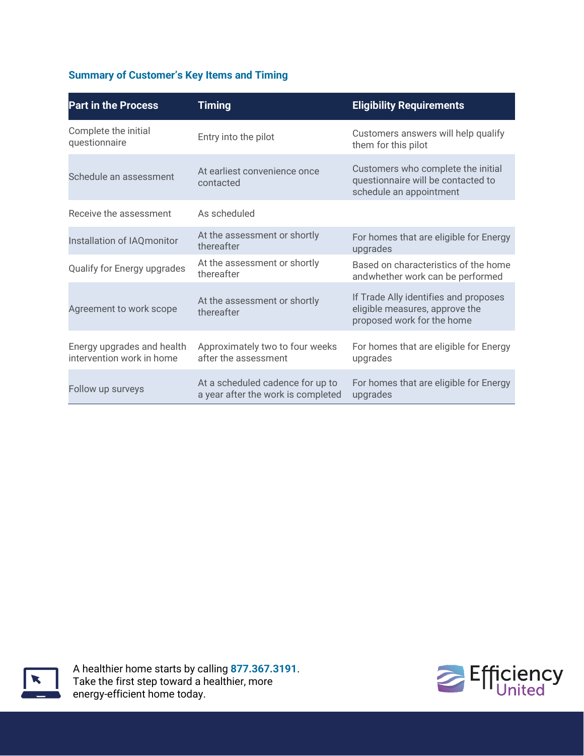### Summary of Customer's Key Items and Timing

| Part in the Process | Timing | Eligibility Requirements |
| --- | --- | --- |
| Complete the initial questionnaire | Entry into the pilot | Customers answers will help qualify them for this pilot |
| Schedule an assessment | At earliest convenience once contacted | Customers who complete the initial questionnaire will be contacted to schedule an appointment |
| Receive the assessment | As scheduled | |
| Installation of IAQmonitor | At the assessment or shortly thereafter | For homes that are eligible for Energy upgrades |
| Qualify for Energy upgrades | At the assessment or shortly thereafter | Based on characteristics of the home andwhether work can be performed |
| Agreement to work scope | At the assessment or shortly thereafter | If Trade Ally identifies and proposes eligible measures, approve the proposed work for the home |
| Energy upgrades and health intervention work in home | Approximately two to four weeks after the assessment | For homes that are eligible for Energy upgrades |
| Follow up surveys | At a scheduled cadence for up to a year after the work is completed | For homes that are eligible for Energy upgrades |

A healthier home starts by calling **877.367.3191**.
Take the first step toward a healthier, more energy-efficient home today.

Efficiency United